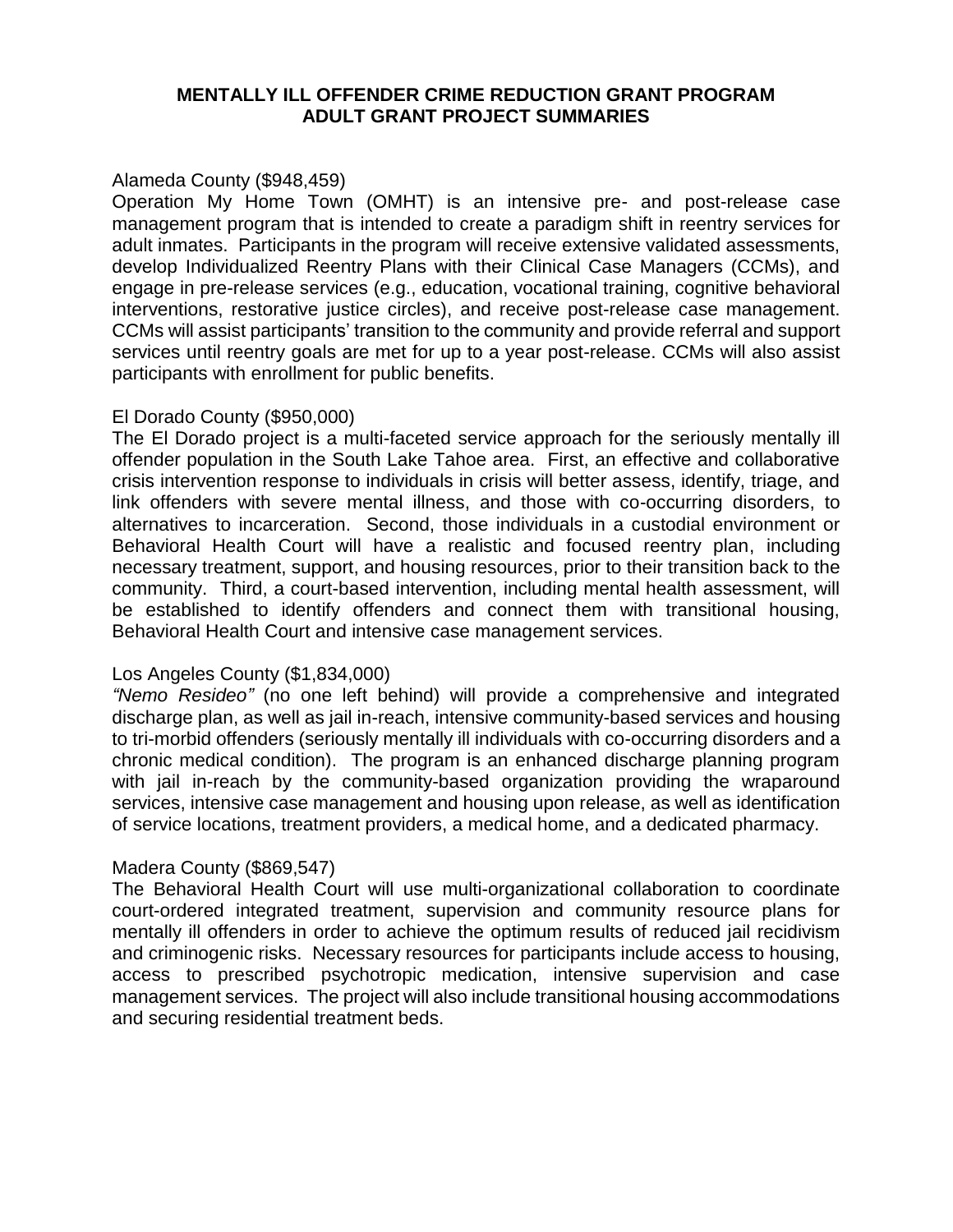# MENTALLY ILL OFFENDER CRIME REDUCTION GRANT PROGRAM
## ADULT GRANT PROJECT SUMMARIES

Alameda County ($948,459)

Operation My Home Town (OMHT) is an intensive pre- and post-release case management program that is intended to create a paradigm shift in reentry services for adult inmates. Participants in the program will receive extensive validated assessments, develop Individualized Reentry Plans with their Clinical Case Managers (CCMs), and engage in pre-release services (e.g., education, vocational training, cognitive behavioral interventions, restorative justice circles), and receive post-release case management. CCMs will assist participants' transition to the community and provide referral and support services until reentry goals are met for up to a year post-release. CCMs will also assist participants with enrollment for public benefits.

El Dorado County ($950,000)

The El Dorado project is a multi-faceted service approach for the seriously mentally ill offender population in the South Lake Tahoe area. First, an effective and collaborative crisis intervention response to individuals in crisis will better assess, identify, triage, and link offenders with severe mental illness, and those with co-occurring disorders, to alternatives to incarceration. Second, those individuals in a custodial environment or Behavioral Health Court will have a realistic and focused reentry plan, including necessary treatment, support, and housing resources, prior to their transition back to the community. Third, a court-based intervention, including mental health assessment, will be established to identify offenders and connect them with transitional housing, Behavioral Health Court and intensive case management services.

Los Angeles County ($1,834,000)

*"Nemo Resideo"* (no one left behind) will provide a comprehensive and integrated discharge plan, as well as jail in-reach, intensive community-based services and housing to tri-morbid offenders (seriously mentally ill individuals with co-occurring disorders and a chronic medical condition). The program is an enhanced discharge planning program with jail in-reach by the community-based organization providing the wraparound services, intensive case management and housing upon release, as well as identification of service locations, treatment providers, a medical home, and a dedicated pharmacy.

Madera County ($869,547)

The Behavioral Health Court will use multi-organizational collaboration to coordinate court-ordered integrated treatment, supervision and community resource plans for mentally ill offenders in order to achieve the optimum results of reduced jail recidivism and criminogenic risks. Necessary resources for participants include access to housing, access to prescribed psychotropic medication, intensive supervision and case management services. The project will also include transitional housing accommodations and securing residential treatment beds.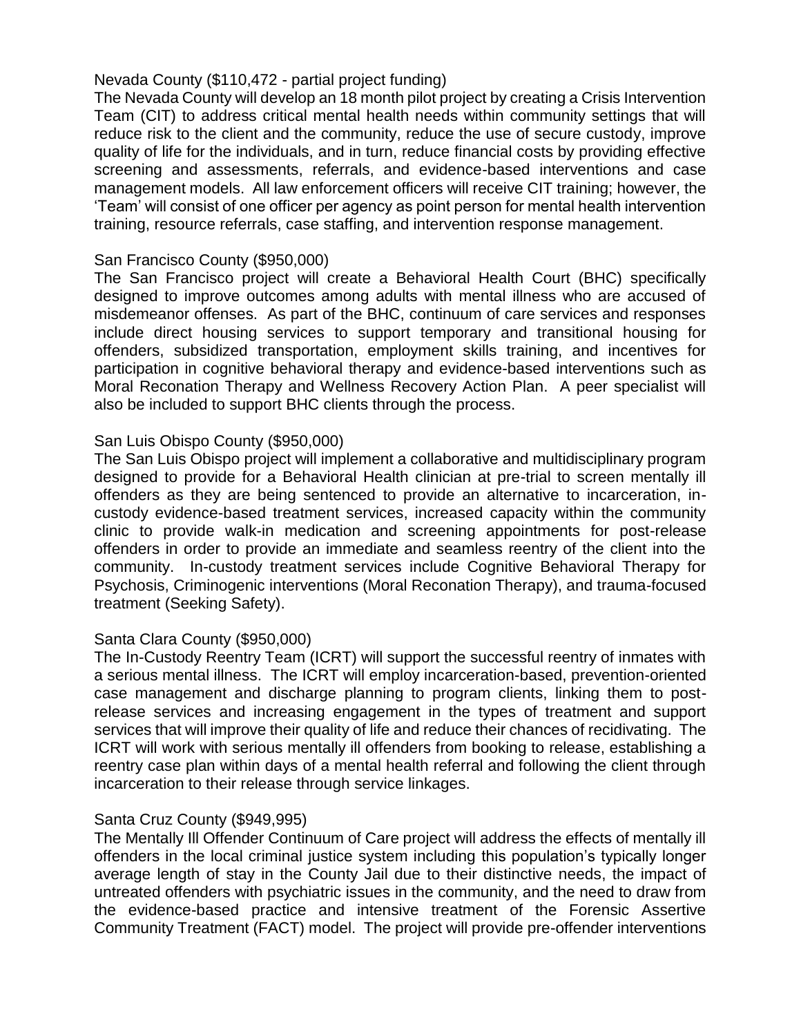Nevada County ($110,472 - partial project funding)

The Nevada County will develop an 18 month pilot project by creating a Crisis Intervention Team (CIT) to address critical mental health needs within community settings that will reduce risk to the client and the community, reduce the use of secure custody, improve quality of life for the individuals, and in turn, reduce financial costs by providing effective screening and assessments, referrals, and evidence-based interventions and case management models. All law enforcement officers will receive CIT training; however, the 'Team' will consist of one officer per agency as point person for mental health intervention training, resource referrals, case staffing, and intervention response management.

San Francisco County ($950,000)

The San Francisco project will create a Behavioral Health Court (BHC) specifically designed to improve outcomes among adults with mental illness who are accused of misdemeanor offenses. As part of the BHC, continuum of care services and responses include direct housing services to support temporary and transitional housing for offenders, subsidized transportation, employment skills training, and incentives for participation in cognitive behavioral therapy and evidence-based interventions such as Moral Reconation Therapy and Wellness Recovery Action Plan. A peer specialist will also be included to support BHC clients through the process.

San Luis Obispo County ($950,000)

The San Luis Obispo project will implement a collaborative and multidisciplinary program designed to provide for a Behavioral Health clinician at pre-trial to screen mentally ill offenders as they are being sentenced to provide an alternative to incarceration, in-custody evidence-based treatment services, increased capacity within the community clinic to provide walk-in medication and screening appointments for post-release offenders in order to provide an immediate and seamless reentry of the client into the community. In-custody treatment services include Cognitive Behavioral Therapy for Psychosis, Criminogenic interventions (Moral Reconation Therapy), and trauma-focused treatment (Seeking Safety).

Santa Clara County ($950,000)

The In-Custody Reentry Team (ICRT) will support the successful reentry of inmates with a serious mental illness. The ICRT will employ incarceration-based, prevention-oriented case management and discharge planning to program clients, linking them to post-release services and increasing engagement in the types of treatment and support services that will improve their quality of life and reduce their chances of recidivating. The ICRT will work with serious mentally ill offenders from booking to release, establishing a reentry case plan within days of a mental health referral and following the client through incarceration to their release through service linkages.

Santa Cruz County ($949,995)

The Mentally Ill Offender Continuum of Care project will address the effects of mentally ill offenders in the local criminal justice system including this population's typically longer average length of stay in the County Jail due to their distinctive needs, the impact of untreated offenders with psychiatric issues in the community, and the need to draw from the evidence-based practice and intensive treatment of the Forensic Assertive Community Treatment (FACT) model. The project will provide pre-offender interventions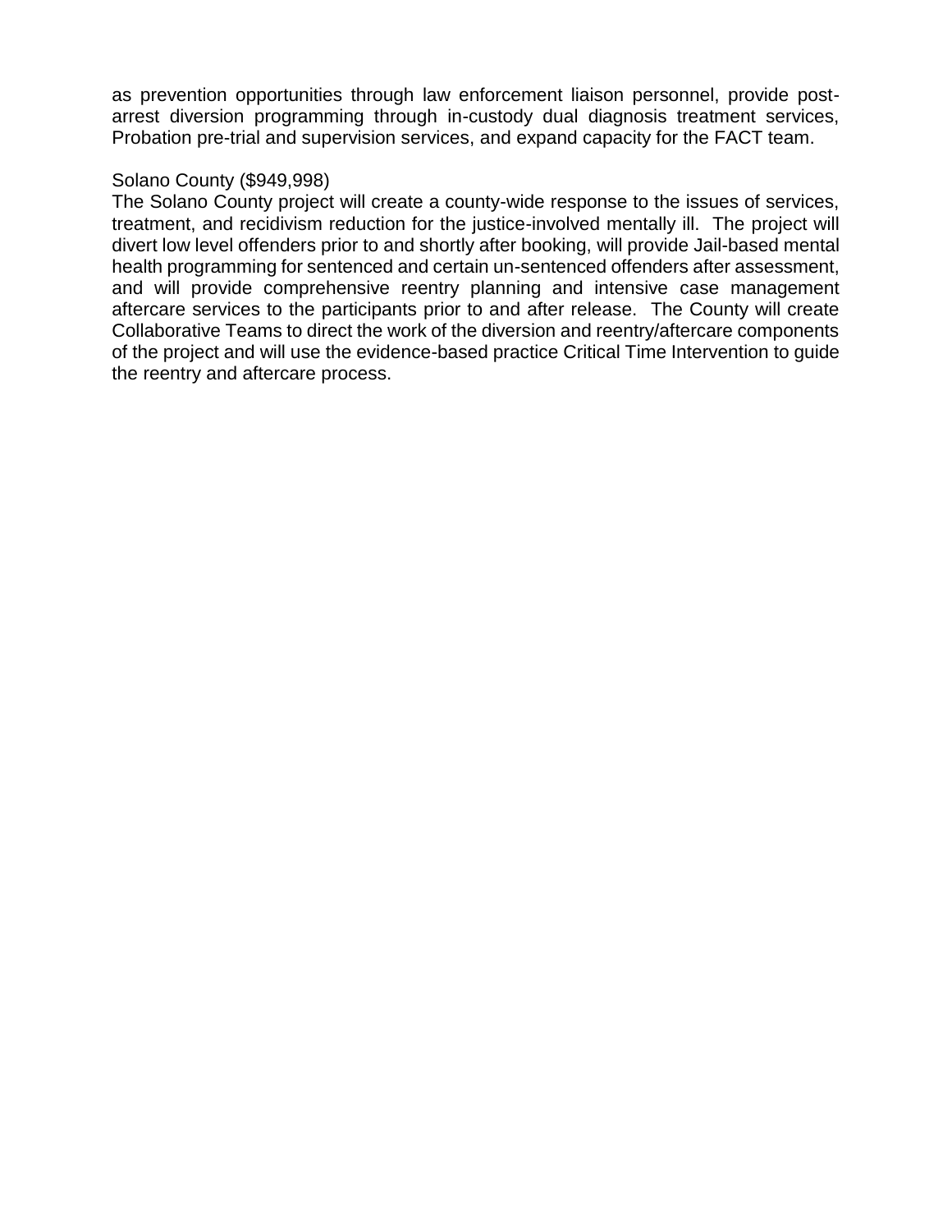as prevention opportunities through law enforcement liaison personnel, provide post-arrest diversion programming through in-custody dual diagnosis treatment services, Probation pre-trial and supervision services, and expand capacity for the FACT team.

Solano County ($949,998)
The Solano County project will create a county-wide response to the issues of services, treatment, and recidivism reduction for the justice-involved mentally ill. The project will divert low level offenders prior to and shortly after booking, will provide Jail-based mental health programming for sentenced and certain un-sentenced offenders after assessment, and will provide comprehensive reentry planning and intensive case management aftercare services to the participants prior to and after release. The County will create Collaborative Teams to direct the work of the diversion and reentry/aftercare components of the project and will use the evidence-based practice Critical Time Intervention to guide the reentry and aftercare process.